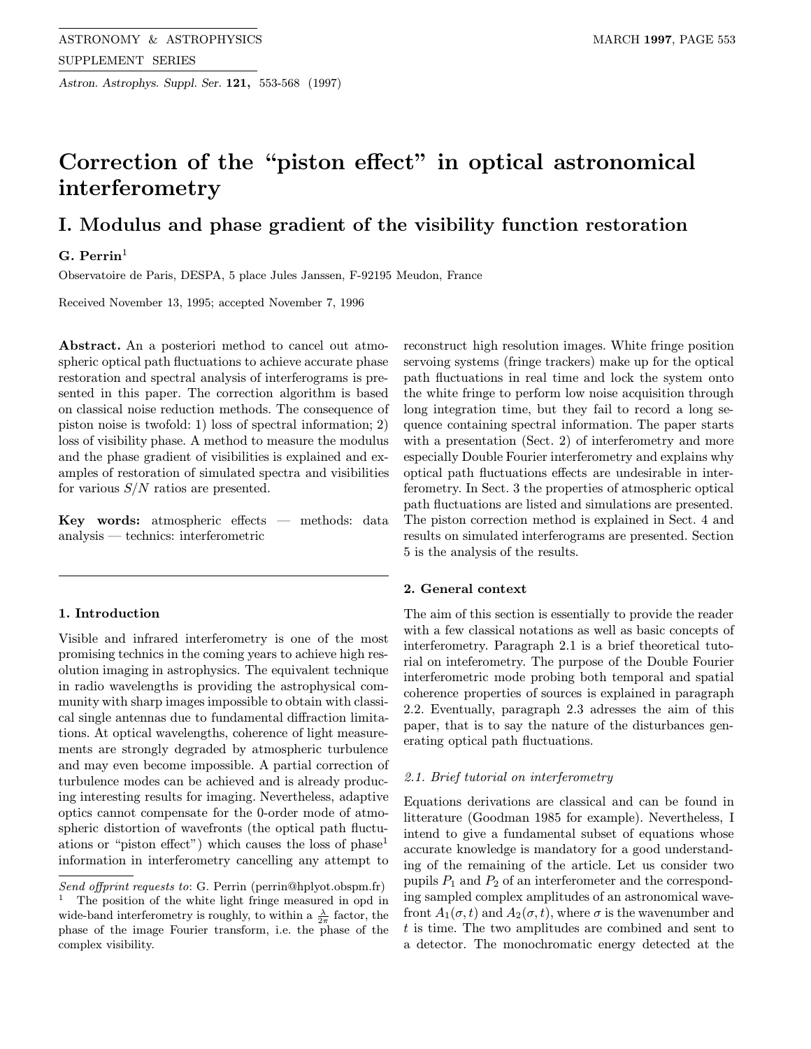# Correction of the "piston effect" in optical astronomical interferometry

## I. Modulus and phase gradient of the visibility function restoration

**G. Perrin**[1]

Observatoire de Paris, DESPA, 5 place Jules Janssen, F-92195 Meudon, France

Received November 13, 1995; accepted November 7, 1996

**Abstract.** An a posteriori method to cancel out atmospheric optical path fluctuations to achieve accurate phase restoration and spectral analysis of interferograms is presented in this paper. The correction algorithm is based on classical noise reduction methods. The consequence of piston noise is twofold: 1) loss of spectral information; 2) loss of visibility phase. A method to measure the modulus and the phase gradient of visibilities is explained and examples of restoration of simulated spectra and visibilities for various $S/N$ ratios are presented.

**Key words:** atmospheric effects — methods: data analysis — technics: interferometric

### 1. Introduction

Visible and infrared interferometry is one of the most promising technics in the coming years to achieve high resolution imaging in astrophysics. The equivalent technique in radio wavelengths is providing the astrophysical community with sharp images impossible to obtain with classical single antennas due to fundamental diffraction limitations. At optical wavelengths, coherence of light measurements are strongly degraded by atmospheric turbulence and may even become impossible. A partial correction of turbulence modes can be achieved and is already producing interesting results for imaging. Nevertheless, adaptive optics cannot compensate for the 0-order mode of atmospheric distortion of wavefronts (the optical path fluctuations or "piston effect") which causes the loss of phase[1] information in interferometry cancelling any attempt to reconstruct high resolution images. White fringe position servoing systems (fringe trackers) make up for the optical path fluctuations in real time and lock the system onto the white fringe to perform low noise acquisition through long integration time, but they fail to record a long sequence containing spectral information. The paper starts with a presentation (Sect. 2) of interferometry and more especially Double Fourier interferometry and explains why optical path fluctuations effects are undesirable in interferometry. In Sect. 3 the properties of atmospheric optical path fluctuations are listed and simulations are presented. The piston correction method is explained in Sect. 4 and results on simulated interferograms are presented. Section 5 is the analysis of the results.

*Send offprint requests to*: G. Perrin (perrin@hplyot.obspm.fr)

[1] The position of the white light fringe measured in opd in wide-band interferometry is roughly, to within a $\frac{\lambda}{2\pi}$ factor, the phase of the image Fourier transform, i.e. the phase of the complex visibility.

### 2. General context

The aim of this section is essentially to provide the reader with a few classical notations as well as basic concepts of interferometry. Paragraph 2.1 is a brief theoretical tutorial on inteferometry. The purpose of the Double Fourier interferometric mode probing both temporal and spatial coherence properties of sources is explained in paragraph 2.2. Eventually, paragraph 2.3 adresses the aim of this paper, that is to say the nature of the disturbances generating optical path fluctuations.

#### *2.1. Brief tutorial on interferometry*

Equations derivations are classical and can be found in litterature (Goodman 1985 for example). Nevertheless, I intend to give a fundamental subset of equations whose accurate knowledge is mandatory for a good understanding of the remaining of the article. Let us consider two pupils $P_1$ and $P_2$ of an interferometer and the corresponding sampled complex amplitudes of an astronomical wavefront $A_1(\sigma, t)$ and $A_2(\sigma, t)$, where $\sigma$ is the wavenumber and $t$ is time. The two amplitudes are combined and sent to a detector. The monochromatic energy detected at the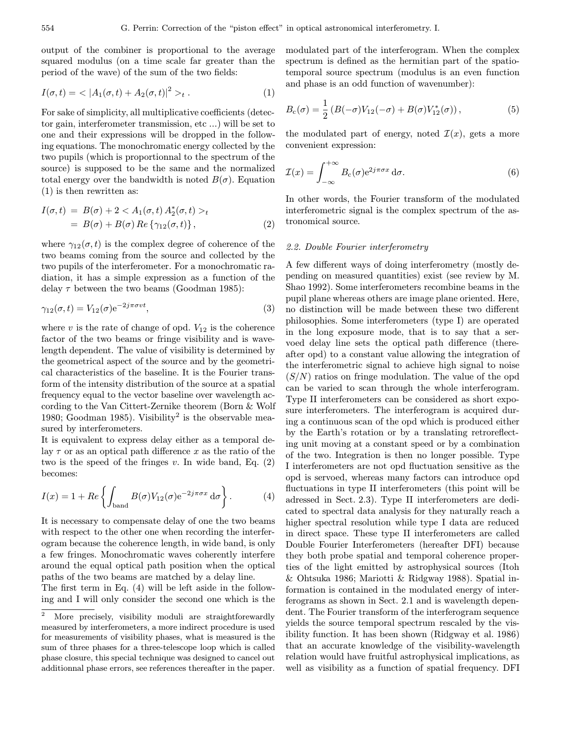output of the combiner is proportional to the average squared modulus (on a time scale far greater than the period of the wave) of the sum of the two fields:

$$I(\sigma,t) = < |A_1(\sigma,t) + A_2(\sigma,t)|^2 >_t . \quad (1)$$

For sake of simplicity, all multiplicative coefficients (detector gain, interferometer transmission, etc ...) will be set to one and their expressions will be dropped in the following equations. The monochromatic energy collected by the two pupils (which is proportionnal to the spectrum of the source) is supposed to be the same and the normalized total energy over the bandwidth is noted $B(\sigma)$. Equation (1) is then rewritten as:

$$\begin{aligned} I(\sigma,t) &= B(\sigma) + 2 < A_1(\sigma,t)\, A_2^*(\sigma,t) >_t \\ &= B(\sigma) + B(\sigma)\, Re\left\{\gamma_{12}(\sigma,t)\right\}, \end{aligned} \quad (2)$$

where $\gamma_{12}(\sigma,t)$ is the complex degree of coherence of the two beams coming from the source and collected by the two pupils of the interferometer. For a monochromatic radiation, it has a simple expression as a function of the delay $\tau$ between the two beams (Goodman 1985):

$$\gamma_{12}(\sigma,t) = V_{12}(\sigma)\mathrm{e}^{-2j\pi\sigma v t}, \quad (3)$$

where $v$ is the rate of change of opd. $V_{12}$ is the coherence factor of the two beams or fringe visibility and is wavelength dependent. The value of visibility is determined by the geometrical aspect of the source and by the geometrical characteristics of the baseline. It is the Fourier transform of the intensity distribution of the source at a spatial frequency equal to the vector baseline over wavelength according to the Van Cittert-Zernike theorem (Born & Wolf 1980; Goodman 1985). Visibility[2] is the observable measured by interferometers.

It is equivalent to express delay either as a temporal delay $\tau$ or as an optical path difference $x$ as the ratio of the two is the speed of the fringes $v$. In wide band, Eq. (2) becomes:

$$I(x) = 1 + Re\left\{\int_{\mathrm{band}} B(\sigma)V_{12}(\sigma)\mathrm{e}^{-2j\pi\sigma x}\,\mathrm{d}\sigma\right\}. \quad (4)$$

It is necessary to compensate delay of one the two beams with respect to the other one when recording the interferogram because the coherence length, in wide band, is only a few fringes. Monochromatic waves coherently interfere around the equal optical path position when the optical paths of the two beams are matched by a delay line.

The first term in Eq. (4) will be left aside in the following and I will only consider the second one which is the modulated part of the interferogram. When the complex spectrum is defined as the hermitian part of the spatio-temporal source spectrum (modulus is an even function and phase is an odd function of wavenumber):

$$B_{\mathrm{c}}(\sigma) = \frac{1}{2}\left(B(-\sigma)V_{12}(-\sigma) + B(\sigma)V_{12}^*(\sigma)\right), \quad (5)$$

the modulated part of energy, noted $\mathcal{I}(x)$, gets a more convenient expression:

$$\mathcal{I}(x) = \int_{-\infty}^{+\infty} B_{\mathrm{c}}(\sigma)\mathrm{e}^{2j\pi\sigma x}\,\mathrm{d}\sigma. \quad (6)$$

In other words, the Fourier transform of the modulated interferometric signal is the complex spectrum of the astronomical source.

### 2.2. Double Fourier interferometry

A few different ways of doing interferometry (mostly depending on measured quantities) exist (see review by M. Shao 1992). Some interferometers recombine beams in the pupil plane whereas others are image plane oriented. Here, no distinction will be made between these two different philosophies. Some interferometers (type I) are operated in the long exposure mode, that is to say that a servoed delay line sets the optical path difference (thereafter opd) to a constant value allowing the integration of the interferometric signal to achieve high signal to noise ($S/N$) ratios on fringe modulation. The value of the opd can be varied to scan through the whole interferogram. Type II interferometers can be considered as short exposure interferometers. The interferogram is acquired during a continuous scan of the opd which is produced either by the Earth's rotation or by a translating retroreflecting unit moving at a constant speed or by a combination of the two. Integration is then no longer possible. Type I interferometers are not opd fluctuation sensitive as the opd is servoed, whereas many factors can introduce opd fluctuations in type II interferometers (this point will be adressed in Sect. 2.3). Type II interferometers are dedicated to spectral data analysis for they naturally reach a higher spectral resolution while type I data are reduced in direct space. These type II interferometers are called Double Fourier Interferometers (hereafter DFI) because they both probe spatial and temporal coherence properties of the light emitted by astrophysical sources (Itoh & Ohtsuka 1986; Mariotti & Ridgway 1988). Spatial information is contained in the modulated energy of interferograms as shown in Sect. 2.1 and is wavelength dependent. The Fourier transform of the interferogram sequence yields the source temporal spectrum rescaled by the visibility function. It has been shown (Ridgway et al. 1986) that an accurate knowledge of the visibility-wavelength relation would have fruitful astrophysical implications, as well as visibility as a function of spatial frequency. DFI

[2] More precisely, visibility moduli are straightforewardly measured by interferometers, a more indirect procedure is used for measurements of visibility phases, what is measured is the sum of three phases for a three-telescope loop which is called phase closure, this special technique was designed to cancel out additionnal phase errors, see references thereafter in the paper.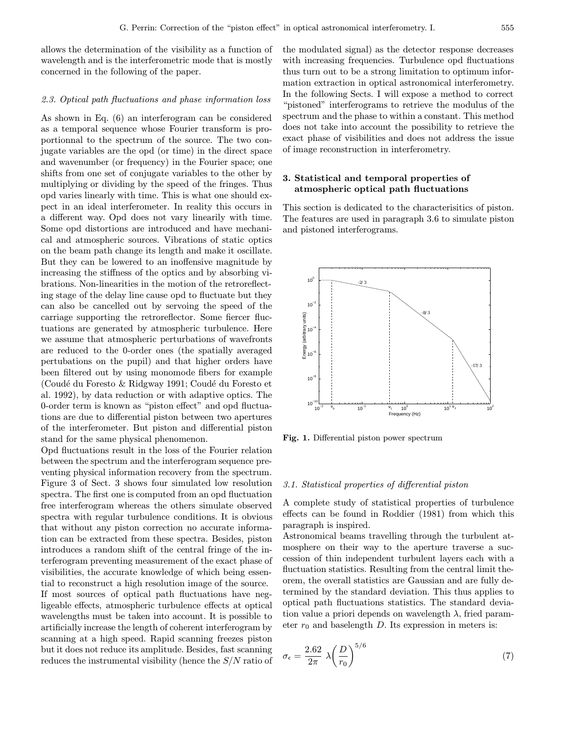allows the determination of the visibility as a function of wavelength and is the interferometric mode that is mostly concerned in the following of the paper.

### 2.3. Optical path fluctuations and phase information loss

As shown in Eq. (6) an interferogram can be considered as a temporal sequence whose Fourier transform is proportionnal to the spectrum of the source. The two conjugate variables are the opd (or time) in the direct space and wavenumber (or frequency) in the Fourier space; one shifts from one set of conjugate variables to the other by multiplying or dividing by the speed of the fringes. Thus opd varies linearly with time. This is what one should expect in an ideal interferometer. In reality this occurs in a different way. Opd does not vary linearly with time. Some opd distortions are introduced and have mechanical and atmospheric sources. Vibrations of static optics on the beam path change its length and make it oscillate. But they can be lowered to an inoffensive magnitude by increasing the stiffness of the optics and by absorbing vibrations. Non-linearities in the motion of the retroreflecting stage of the delay line cause opd to fluctuate but they can also be cancelled out by servoing the speed of the carriage supporting the retroreflector. Some fiercer fluctuations are generated by atmospheric turbulence. Here we assume that atmospheric perturbations of wavefronts are reduced to the 0-order ones (the spatially averaged pertubations on the pupil) and that higher orders have been filtered out by using monomode fibers for example (Coudé du Foresto & Ridgway 1991; Coudé du Foresto et al. 1992), by data reduction or with adaptive optics. The 0-order term is known as "piston effect" and opd fluctuations are due to differential piston between two apertures of the interferometer. But piston and differential piston stand for the same physical phenomenon.

Opd fluctuations result in the loss of the Fourier relation between the spectrum and the interferogram sequence preventing physical information recovery from the spectrum. Figure 3 of Sect. 3 shows four simulated low resolution spectra. The first one is computed from an opd fluctuation free interferogram whereas the others simulate observed spectra with regular turbulence conditions. It is obvious that without any piston correction no accurate information can be extracted from these spectra. Besides, piston introduces a random shift of the central fringe of the interferogram preventing measurement of the exact phase of visibilities, the accurate knowledge of which being essential to reconstruct a high resolution image of the source.

If most sources of optical path fluctuations have negligeable effects, atmospheric turbulence effects at optical wavelengths must be taken into account. It is possible to artificially increase the length of coherent interferogram by scanning at a high speed. Rapid scanning freezes piston but it does not reduce its amplitude. Besides, fast scanning reduces the instrumental visibility (hence the $S/N$ ratio of the modulated signal) as the detector response decreases with increasing frequencies. Turbulence opd fluctuations thus turn out to be a strong limitation to optimum information extraction in optical astronomical interferometry. In the following Sects. I will expose a method to correct "pistoned" interferograms to retrieve the modulus of the spectrum and the phase to within a constant. This method does not take into account the possibility to retrieve the exact phase of visibilities and does not address the issue of image reconstruction in interferometry.

## 3. Statistical and temporal properties of atmospheric optical path fluctuations

This section is dedicated to the characterisitics of piston. The features are used in paragraph 3.6 to simulate piston and pistoned interferograms.

**Fig. 1.** Differential piston power spectrum

### 3.1. Statistical properties of differential piston

A complete study of statistical properties of turbulence effects can be found in Roddier (1981) from which this paragraph is inspired.

Astronomical beams travelling through the turbulent atmosphere on their way to the aperture traverse a succession of thin independent turbulent layers each with a fluctuation statistics. Resulting from the central limit theorem, the overall statistics are Gaussian and are fully determined by the standard deviation. This thus applies to optical path fluctuations statistics. The standard deviation value a priori depends on wavelength $\lambda$, fried parameter $r_0$ and baselength $D$. Its expression in meters is:

$$\sigma_\epsilon = \frac{2.62}{2\pi}\,\lambda\left(\frac{D}{r_0}\right)^{5/6} \tag{7}$$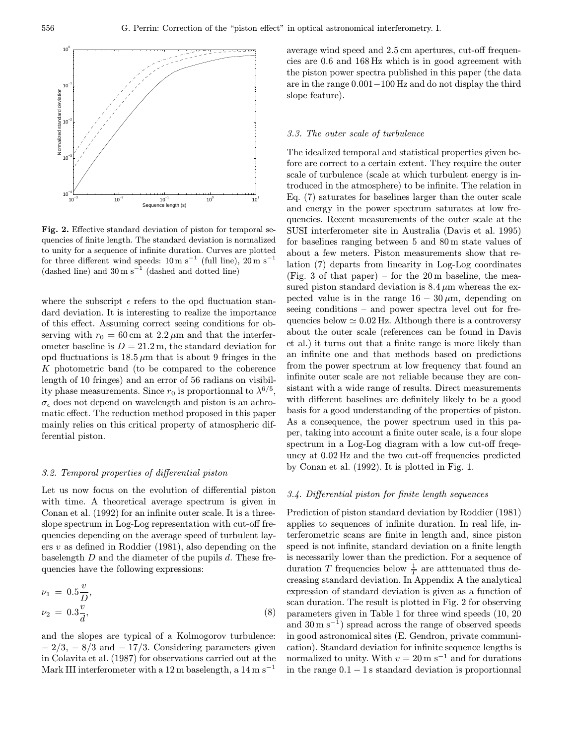**Fig. 2.** Effective standard deviation of piston for temporal sequencies of finite length. The standard deviation is normalized to unity for a sequence of infinite duration. Curves are plotted for three different wind speeds: $10\,\mathrm{m\,s^{-1}}$ (full line), $20\,\mathrm{m\,s^{-1}}$ (dashed line) and $30\,\mathrm{m\,s^{-1}}$ (dashed and dotted line)

where the subscript $\epsilon$ refers to the opd fluctuation standard deviation. It is interesting to realize the importance of this effect. Assuming correct seeing conditions for observing with $r_0 = 60\,\mathrm{cm}$ at $2.2\,\mu\mathrm{m}$ and that the interferometer baseline is $D = 21.2\,\mathrm{m}$, the standard deviation for opd fluctuations is $18.5\,\mu\mathrm{m}$ that is about 9 fringes in the $K$ photometric band (to be compared to the coherence length of 10 fringes) and an error of 56 radians on visibility phase measurements. Since $r_0$ is proportionnal to $\lambda^{6/5}$, $\sigma_\epsilon$ does not depend on wavelength and piston is an achromatic effect. The reduction method proposed in this paper mainly relies on this critical property of atmospheric differential piston.

### 3.2. Temporal properties of differential piston

Let us now focus on the evolution of differential piston with time. A theoretical average spectrum is given in Conan et al. (1992) for an infinite outer scale. It is a three-slope spectrum in Log-Log representation with cut-off frequencies depending on the average speed of turbulent layers $v$ as defined in Roddier (1981), also depending on the baselength $D$ and the diameter of the pupils $d$. These frequencies have the following expressions:

$$
\begin{aligned}
\nu_1 &= 0.5\frac{v}{D}, \\
\nu_2 &= 0.3\frac{v}{d},
\end{aligned}
\tag{8}
$$

and the slopes are typical of a Kolmogorov turbulence: $-2/3$, $-8/3$ and $-17/3$. Considering parameters given in Colavita et al. (1987) for observations carried out at the Mark III interferometer with a 12 m baselength, a $14\,\mathrm{m\,s^{-1}}$ average wind speed and 2.5 cm apertures, cut-off frequencies are 0.6 and 168 Hz which is in good agreement with the piston power spectra published in this paper (the data are in the range $0.001-100$ Hz and do not display the third slope feature).

### 3.3. The outer scale of turbulence

The idealized temporal and statistical properties given before are correct to a certain extent. They require the outer scale of turbulence (scale at which turbulent energy is introduced in the atmosphere) to be infinite. The relation in Eq. (7) saturates for baselines larger than the outer scale and energy in the power spectrum saturates at low frequencies. Recent measurements of the outer scale at the SUSI interferometer site in Australia (Davis et al. 1995) for baselines ranging between 5 and 80 m state values of about a few meters. Piston measurements show that relation (7) departs from linearity in Log-Log coordinates (Fig. 3 of that paper) – for the 20 m baseline, the measured piston standard deviation is $8.4\,\mu\mathrm{m}$ whereas the expected value is in the range $16-30\,\mu\mathrm{m}$, depending on seeing conditions – and power spectra level out for frequencies below $\simeq 0.02$ Hz. Although there is a controversy about the outer scale (references can be found in Davis et al.) it turns out that a finite range is more likely than an infinite one and that methods based on predictions from the power spectrum at low frequency that found an infinite outer scale are not reliable because they are consistant with a wide range of results. Direct measurements with different baselines are definitely likely to be a good basis for a good understanding of the properties of piston. As a consequence, the power spectrum used in this paper, taking into account a finite outer scale, is a four slope spectrum in a Log-Log diagram with a low cut-off freqeuncy at 0.02 Hz and the two cut-off frequencies predicted by Conan et al. (1992). It is plotted in Fig. 1.

### 3.4. Differential piston for finite length sequences

Prediction of piston standard deviation by Roddier (1981) applies to sequences of infinite duration. In real life, interferometric scans are finite in length and, since piston speed is not infinite, standard deviation on a finite length is necessarily lower than the prediction. For a sequence of duration $T$ frequencies below $\frac{1}{T}$ are atttenuated thus decreasing standard deviation. In Appendix A the analytical expression of standard deviation is given as a function of scan duration. The result is plotted in Fig. 2 for observing parameters given in Table 1 for three wind speeds (10, 20 and $30\,\mathrm{m\,s^{-1}}$) spread across the range of observed speeds in good astronomical sites (E. Gendron, private communication). Standard deviation for infinite sequence lengths is normalized to unity. With $v = 20\,\mathrm{m\,s^{-1}}$ and for durations in the range $0.1-1$ s standard deviation is proportionnal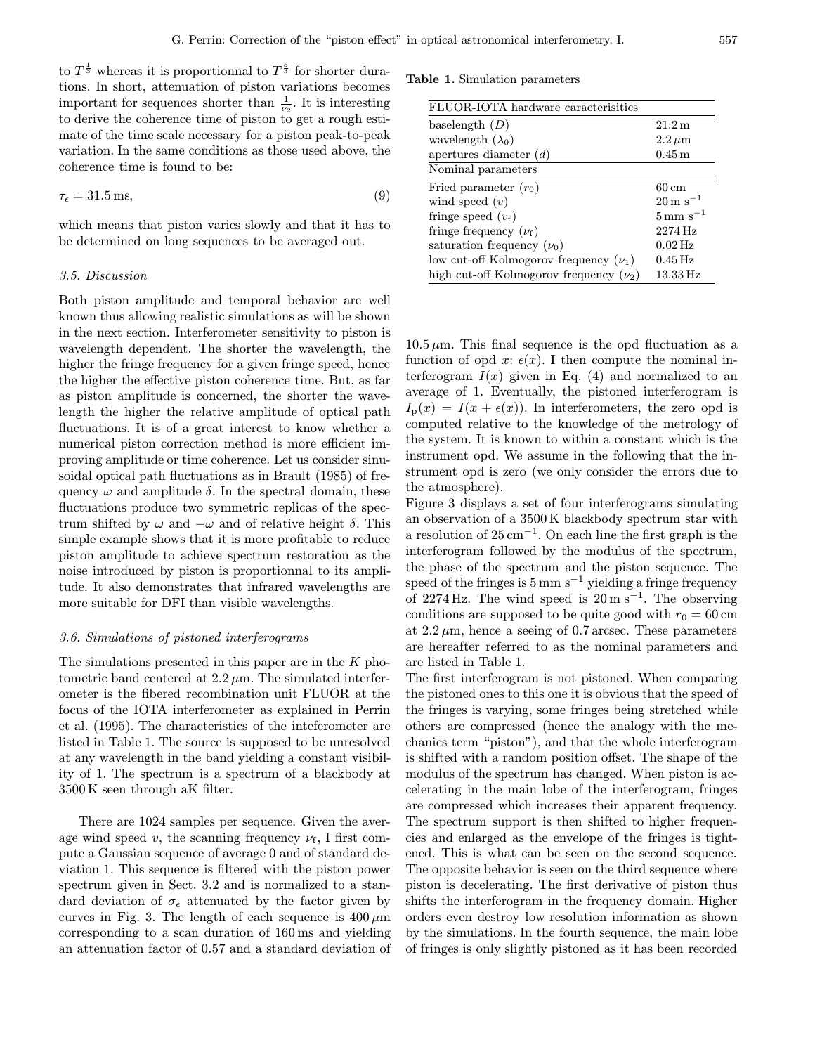to $T^{\frac{1}{3}}$ whereas it is proportionnal to $T^{\frac{5}{3}}$ for shorter durations. In short, attenuation of piston variations becomes important for sequences shorter than $\frac{1}{\nu_2}$. It is interesting to derive the coherence time of piston to get a rough estimate of the time scale necessary for a piston peak-to-peak variation. In the same conditions as those used above, the coherence time is found to be:

$$\tau_\epsilon = 31.5\,\mathrm{ms}, \tag{9}$$

which means that piston varies slowly and that it has to be determined on long sequences to be averaged out.

### 3.5. Discussion

Both piston amplitude and temporal behavior are well known thus allowing realistic simulations as will be shown in the next section. Interferometer sensitivity to piston is wavelength dependent. The shorter the wavelength, the higher the fringe frequency for a given fringe speed, hence the higher the effective piston coherence time. But, as far as piston amplitude is concerned, the shorter the wavelength the higher the relative amplitude of optical path fluctuations. It is of a great interest to know whether a numerical piston correction method is more efficient improving amplitude or time coherence. Let us consider sinusoidal optical path fluctuations as in Brault (1985) of frequency $\omega$ and amplitude $\delta$. In the spectral domain, these fluctuations produce two symmetric replicas of the spectrum shifted by $\omega$ and $-\omega$ and of relative height $\delta$. This simple example shows that it is more profitable to reduce piston amplitude to achieve spectrum restoration as the noise introduced by piston is proportionnal to its amplitude. It also demonstrates that infrared wavelengths are more suitable for DFI than visible wavelengths.

### 3.6. Simulations of pistoned interferograms

The simulations presented in this paper are in the $K$ photometric band centered at $2.2\,\mu$m. The simulated interferometer is the fibered recombination unit FLUOR at the focus of the IOTA interferometer as explained in Perrin et al. (1995). The characteristics of the inteferometer are listed in Table 1. The source is supposed to be unresolved at any wavelength in the band yielding a constant visibility of 1. The spectrum is a spectrum of a blackbody at 3500 K seen through aK filter.

There are 1024 samples per sequence. Given the average wind speed $v$, the scanning frequency $\nu_\mathrm{f}$, I first compute a Gaussian sequence of average 0 and of standard deviation 1. This sequence is filtered with the piston power spectrum given in Sect. 3.2 and is normalized to a standard deviation of $\sigma_\epsilon$ attenuated by the factor given by curves in Fig. 3. The length of each sequence is $400\,\mu$m corresponding to a scan duration of 160 ms and yielding an attenuation factor of 0.57 and a standard deviation of $10.5\,\mu$m. This final sequence is the opd fluctuation as a function of opd $x$: $\epsilon(x)$. I then compute the nominal interferogram $I(x)$ given in Eq. (4) and normalized to an average of 1. Eventually, the pistoned interferogram is $I_\mathrm{p}(x) = I(x + \epsilon(x))$. In interferometers, the zero opd is computed relative to the knowledge of the metrology of the system. It is known to within a constant which is the instrument opd. We assume in the following that the instrument opd is zero (we only consider the errors due to the atmosphere).

**Table 1.** Simulation parameters

| FLUOR-IOTA hardware caracterisitics | |
|---|---|
| baselength ($D$) | 21.2 m |
| wavelength ($\lambda_0$) | $2.2\,\mu$m |
| apertures diameter ($d$) | 0.45 m |
| **Nominal parameters** | |
| Fried parameter ($r_0$) | 60 cm |
| wind speed ($v$) | $20\,\mathrm{m\,s^{-1}}$ |
| fringe speed ($v_\mathrm{f}$) | $5\,\mathrm{mm\,s^{-1}}$ |
| fringe frequency ($\nu_\mathrm{f}$) | 2274 Hz |
| saturation frequency ($\nu_0$) | 0.02 Hz |
| low cut-off Kolmogorov frequency ($\nu_1$) | 0.45 Hz |
| high cut-off Kolmogorov frequency ($\nu_2$) | 13.33 Hz |

Figure 3 displays a set of four interferograms simulating an observation of a 3500 K blackbody spectrum star with a resolution of $25\,\mathrm{cm}^{-1}$. On each line the first graph is the interferogram followed by the modulus of the spectrum, the phase of the spectrum and the piston sequence. The speed of the fringes is $5\,\mathrm{mm\,s^{-1}}$ yielding a fringe frequency of 2274 Hz. The wind speed is $20\,\mathrm{m\,s^{-1}}$. The observing conditions are supposed to be quite good with $r_0 = 60$ cm at $2.2\,\mu$m, hence a seeing of 0.7 arcsec. These parameters are hereafter referred to as the nominal parameters and are listed in Table 1.

The first interferogram is not pistoned. When comparing the pistoned ones to this one it is obvious that the speed of the fringes is varying, some fringes being stretched while others are compressed (hence the analogy with the mechanics term "piston"), and that the whole interferogram is shifted with a random position offset. The shape of the modulus of the spectrum has changed. When piston is accelerating in the main lobe of the interferogram, fringes are compressed which increases their apparent frequency. The spectrum support is then shifted to higher frequencies and enlarged as the envelope of the fringes is tightened. This is what can be seen on the second sequence. The opposite behavior is seen on the third sequence where piston is decelerating. The first derivative of piston thus shifts the interferogram in the frequency domain. Higher orders even destroy low resolution information as shown by the simulations. In the fourth sequence, the main lobe of fringes is only slightly pistoned as it has been recorded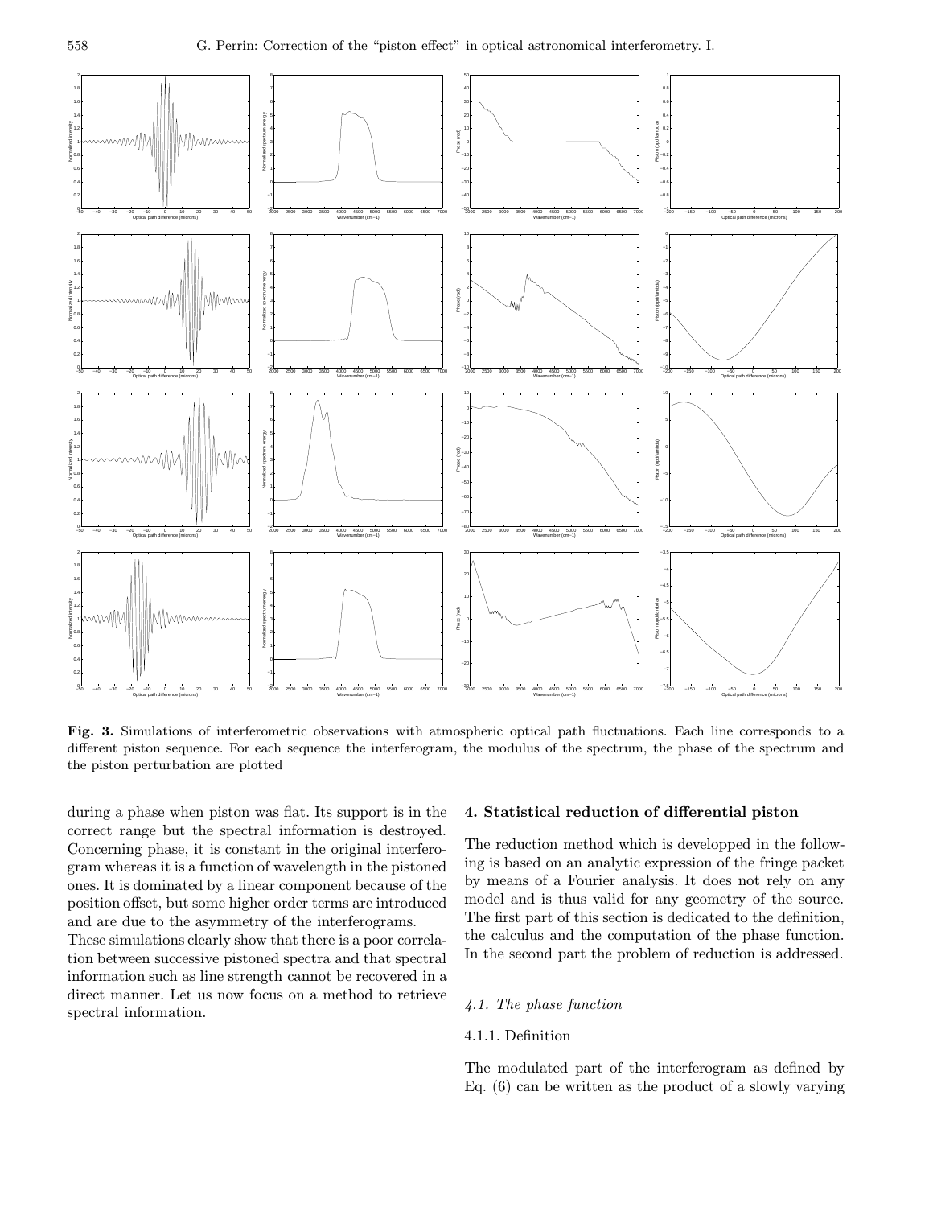**Fig. 3.** Simulations of interferometric observations with atmospheric optical path fluctuations. Each line corresponds to a different piston sequence. For each sequence the interferogram, the modulus of the spectrum, the phase of the spectrum and the piston perturbation are plotted

during a phase when piston was flat. Its support is in the correct range but the spectral information is destroyed. Concerning phase, it is constant in the original interferogram whereas it is a function of wavelength in the pistoned ones. It is dominated by a linear component because of the position offset, but some higher order terms are introduced and are due to the asymmetry of the interferograms.

These simulations clearly show that there is a poor correlation between successive pistoned spectra and that spectral information such as line strength cannot be recovered in a direct manner. Let us now focus on a method to retrieve spectral information.

## 4. Statistical reduction of differential piston

The reduction method which is developped in the following is based on an analytic expression of the fringe packet by means of a Fourier analysis. It does not rely on any model and is thus valid for any geometry of the source. The first part of this section is dedicated to the definition, the calculus and the computation of the phase function. In the second part the problem of reduction is addressed.

### *4.1. The phase function*

#### 4.1.1. Definition

The modulated part of the interferogram as defined by Eq. (6) can be written as the product of a slowly varying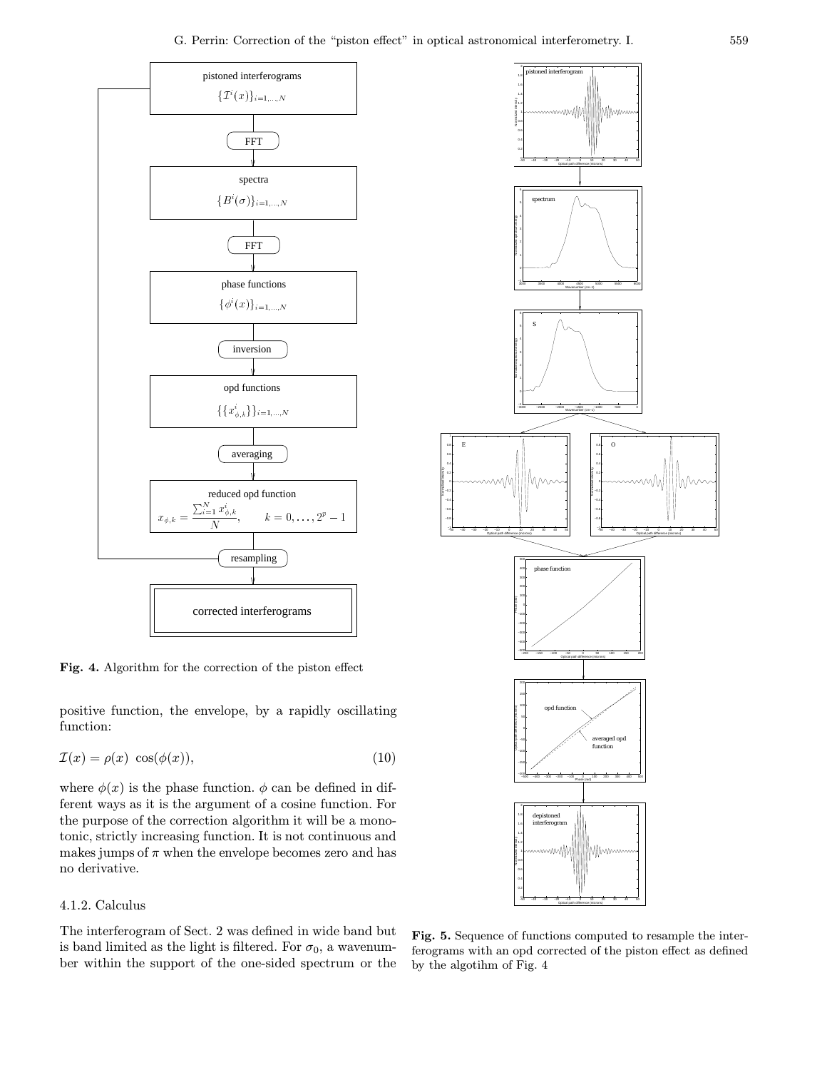Fig. 4. Algorithm for the correction of the piston effect

Fig. 5. Sequence of functions computed to resample the interferograms with an opd corrected of the piston effect as defined by the algotihm of Fig. 4

positive function, the envelope, by a rapidly oscillating function:

$$\mathcal{I}(x) = \rho(x)\ \cos(\phi(x)), \tag{10}$$

where $\phi(x)$ is the phase function. $\phi$ can be defined in different ways as it is the argument of a cosine function. For the purpose of the correction algorithm it will be a monotonic, strictly increasing function. It is not continuous and makes jumps of $\pi$ when the envelope becomes zero and has no derivative.

#### 4.1.2. Calculus

The interferogram of Sect. 2 was defined in wide band but is band limited as the light is filtered. For $\sigma_0$, a wavenumber within the support of the one-sided spectrum or the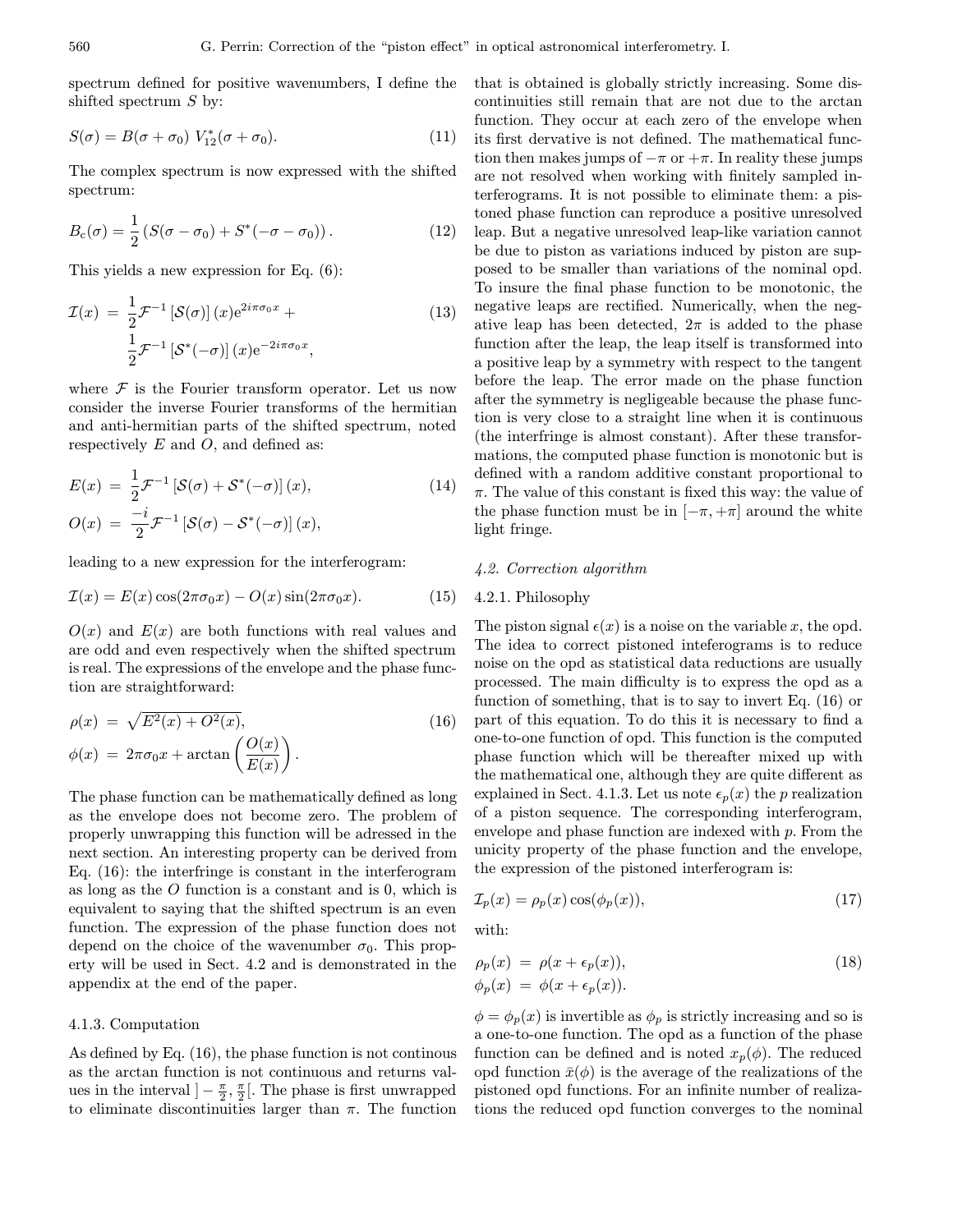spectrum defined for positive wavenumbers, I define the shifted spectrum $S$ by:

$$S(\sigma) = B(\sigma + \sigma_0)\, V_{12}^*(\sigma + \sigma_0). \tag{11}$$

The complex spectrum is now expressed with the shifted spectrum:

$$B_c(\sigma) = \frac{1}{2}\left(S(\sigma - \sigma_0) + S^*(-\sigma - \sigma_0)\right). \tag{12}$$

This yields a new expression for Eq. (6):

$$\begin{aligned}\mathcal{I}(x) = &\frac{1}{2}\mathcal{F}^{-1}\left[\mathcal{S}(\sigma)\right](x)\mathrm{e}^{2i\pi\sigma_0 x} + \\ &\frac{1}{2}\mathcal{F}^{-1}\left[\mathcal{S}^*(-\sigma)\right](x)\mathrm{e}^{-2i\pi\sigma_0 x},\end{aligned} \tag{13}$$

where $\mathcal{F}$ is the Fourier transform operator. Let us now consider the inverse Fourier transforms of the hermitian and anti-hermitian parts of the shifted spectrum, noted respectively $E$ and $O$, and defined as:

$$\begin{aligned}E(x) &= \frac{1}{2}\mathcal{F}^{-1}\left[\mathcal{S}(\sigma) + \mathcal{S}^*(-\sigma)\right](x), \\ O(x) &= \frac{-i}{2}\mathcal{F}^{-1}\left[\mathcal{S}(\sigma) - \mathcal{S}^*(-\sigma)\right](x),\end{aligned} \tag{14}$$

leading to a new expression for the interferogram:

$$\mathcal{I}(x) = E(x)\cos(2\pi\sigma_0 x) - O(x)\sin(2\pi\sigma_0 x). \tag{15}$$

$O(x)$ and $E(x)$ are both functions with real values and are odd and even respectively when the shifted spectrum is real. The expressions of the envelope and the phase function are straightforward:

$$\begin{aligned}\rho(x) &= \sqrt{E^2(x) + O^2(x)}, \\ \phi(x) &= 2\pi\sigma_0 x + \arctan\left(\frac{O(x)}{E(x)}\right).\end{aligned} \tag{16}$$

The phase function can be mathematically defined as long as the envelope does not become zero. The problem of properly unwrapping this function will be adressed in the next section. An interesting property can be derived from Eq. (16): the interfringe is constant in the interferogram as long as the $O$ function is a constant and is 0, which is equivalent to saying that the shifted spectrum is an even function. The expression of the phase function does not depend on the choice of the wavenumber $\sigma_0$. This property will be used in Sect. 4.2 and is demonstrated in the appendix at the end of the paper.

#### 4.1.3. Computation

As defined by Eq. (16), the phase function is not continous as the arctan function is not continuous and returns values in the interval $]-\frac{\pi}{2}, \frac{\pi}{2}[$. The phase is first unwrapped to eliminate discontinuities larger than $\pi$. The function that is obtained is globally strictly increasing. Some discontinuities still remain that are not due to the arctan function. They occur at each zero of the envelope when its first dervative is not defined. The mathematical function then makes jumps of $-\pi$ or $+\pi$. In reality these jumps are not resolved when working with finitely sampled interferograms. It is not possible to eliminate them: a pistoned phase function can reproduce a positive unresolved leap. But a negative unresolved leap-like variation cannot be due to piston as variations induced by piston are supposed to be smaller than variations of the nominal opd. To insure the final phase function to be monotonic, the negative leaps are rectified. Numerically, when the negative leap has been detected, $2\pi$ is added to the phase function after the leap, the leap itself is transformed into a positive leap by a symmetry with respect to the tangent before the leap. The error made on the phase function after the symmetry is negligeable because the phase function is very close to a straight line when it is continuous (the interfringe is almost constant). After these transformations, the computed phase function is monotonic but is defined with a random additive constant proportional to $\pi$. The value of this constant is fixed this way: the value of the phase function must be in $[-\pi, +\pi]$ around the white light fringe.

### 4.2. Correction algorithm

#### 4.2.1. Philosophy

The piston signal $\epsilon(x)$ is a noise on the variable $x$, the opd. The idea to correct pistoned inteferograms is to reduce noise on the opd as statistical data reductions are usually processed. The main difficulty is to express the opd as a function of something, that is to say to invert Eq. (16) or part of this equation. To do this it is necessary to find a one-to-one function of opd. This function is the computed phase function which will be thereafter mixed up with the mathematical one, although they are quite different as explained in Sect. 4.1.3. Let us note $\epsilon_p(x)$ the $p$ realization of a piston sequence. The corresponding interferogram, envelope and phase function are indexed with $p$. From the unicity property of the phase function and the envelope, the expression of the pistoned interferogram is:

$$\mathcal{I}_p(x) = \rho_p(x)\cos(\phi_p(x)), \tag{17}$$

with:

$$\begin{aligned}\rho_p(x) &= \rho(x + \epsilon_p(x)), \\ \phi_p(x) &= \phi(x + \epsilon_p(x)).\end{aligned} \tag{18}$$

$\phi = \phi_p(x)$ is invertible as $\phi_p$ is strictly increasing and so is a one-to-one function. The opd as a function of the phase function can be defined and is noted $x_p(\phi)$. The reduced opd function $\bar{x}(\phi)$ is the average of the realizations of the pistoned opd functions. For an infinite number of realizations the reduced opd function converges to the nominal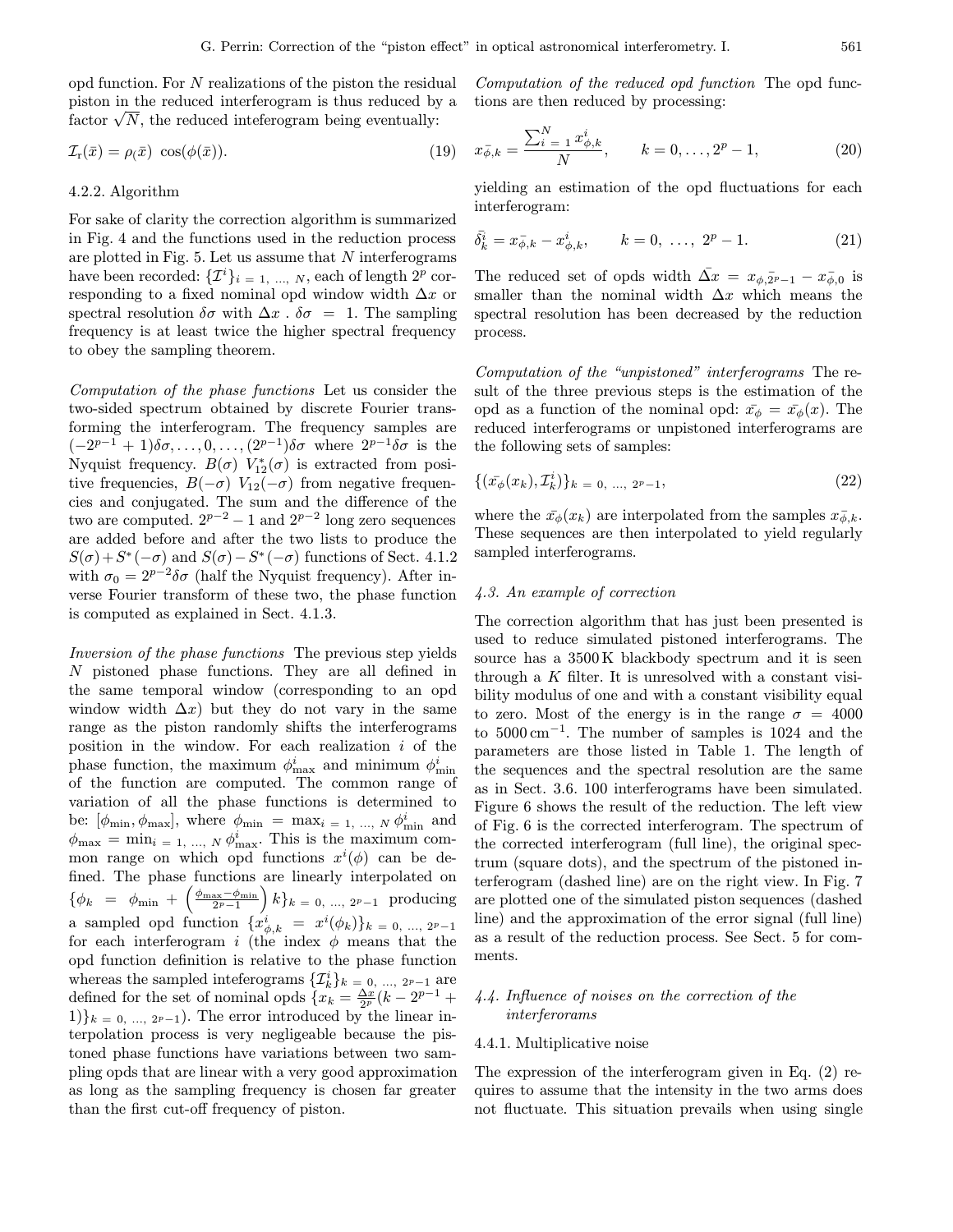opd function. For $N$ realizations of the piston the residual piston in the reduced interferogram is thus reduced by a factor $\sqrt{N}$, the reduced inteferogram being eventually:

$$\mathcal{I}_{\rm r}(\bar{x}) = \rho_{(}\bar{x})\ \cos(\phi(\bar{x})). \tag{19}$$

### 4.2.2. Algorithm

For sake of clarity the correction algorithm is summarized in Fig. 4 and the functions used in the reduction process are plotted in Fig. 5. Let us assume that $N$ interferograms have been recorded: $\{\mathcal{I}^i\}_{i=1,\ ...,\ N}$, each of length $2^p$ corresponding to a fixed nominal opd window width $\Delta x$ or spectral resolution $\delta\sigma$ with $\Delta x\ .\ \delta\sigma\ =\ 1$. The sampling frequency is at least twice the higher spectral frequency to obey the sampling theorem.

*Computation of the phase functions* Let us consider the two-sided spectrum obtained by discrete Fourier transforming the interferogram. The frequency samples are $(-2^{p-1}+1)\delta\sigma, \ldots, 0, \ldots, (2^{p-1})\delta\sigma$ where $2^{p-1}\delta\sigma$ is the Nyquist frequency. $B(\sigma)\ V_{12}^*(\sigma)$ is extracted from positive frequencies, $B(-\sigma)\ V_{12}(-\sigma)$ from negative frequencies and conjugated. The sum and the difference of the two are computed. $2^{p-2}-1$ and $2^{p-2}$ long zero sequences are added before and after the two lists to produce the $S(\sigma)+S^*(-\sigma)$ and $S(\sigma)-S^*(-\sigma)$ functions of Sect. 4.1.2 with $\sigma_0 = 2^{p-2}\delta\sigma$ (half the Nyquist frequency). After inverse Fourier transform of these two, the phase function is computed as explained in Sect. 4.1.3.

*Inversion of the phase functions* The previous step yields $N$ pistoned phase functions. They are all defined in the same temporal window (corresponding to an opd window width $\Delta x$) but they do not vary in the same range as the piston randomly shifts the interferograms position in the window. For each realization $i$ of the phase function, the maximum $\phi^i_{\rm max}$ and minimum $\phi^i_{\rm min}$ of the function are computed. The common range of variation of all the phase functions is determined to be: $[\phi_{\rm min}, \phi_{\rm max}]$, where $\phi_{\rm min} = \max_{i=1,\ ...,\ N}\phi^i_{\rm min}$ and $\phi_{\rm max} = \min_{i=1,\ ...,\ N}\phi^i_{\rm max}$. This is the maximum common range on which opd functions $x^i(\phi)$ can be defined. The phase functions are linearly interpolated on $\{\phi_k = \phi_{\rm min} + \left(\frac{\phi_{\rm max}-\phi_{\rm min}}{2^p-1}\right)k\}_{k=0,\ ...,\ 2^p-1}$ producing a sampled opd function $\{x^i_{\phi,k} = x^i(\phi_k)\}_{k=0,\ ...,\ 2^p-1}$ for each interferogram $i$ (the index $\phi$ means that the opd function definition is relative to the phase function whereas the sampled inteferograms $\{\mathcal{I}^i_k\}_{k=0,\ ...,\ 2^p-1}$ are defined for the set of nominal opds $\{x_k = \frac{\Delta x}{2^p}(k-2^{p-1}+1)\}_{k=0,\ ...,\ 2^p-1}$). The error introduced by the linear interpolation process is very negligeable because the pistoned phase functions have variations between two sampling opds that are linear with a very good approximation as long as the sampling frequency is chosen far greater than the first cut-off frequency of piston.

*Computation of the reduced opd function* The opd functions are then reduced by processing:

$$\bar{x_{\phi,k}} = \frac{\sum_{i=1}^{N} x^i_{\phi,k}}{N}, \qquad k = 0, \ldots, 2^p-1, \tag{20}$$

yielding an estimation of the opd fluctuations for each interferogram:

$$\bar{\delta^i_k} = \bar{x_{\phi,k}} - x^i_{\phi,k}, \qquad k = 0,\ \ldots,\ 2^p-1. \tag{21}$$

The reduced set of opds width $\bar{\Delta x} = x_{\phi,\bar{2^p-1}} - \bar{x_{\phi,0}}$ is smaller than the nominal width $\Delta x$ which means the spectral resolution has been decreased by the reduction process.

*Computation of the "unpistoned" interferograms* The result of the three previous steps is the estimation of the opd as a function of the nominal opd: $\bar{x_\phi} = \bar{x_\phi}(x)$. The reduced interferograms or unpistoned interferograms are the following sets of samples:

$$\{(\bar{x_\phi}(x_k), \mathcal{I}^i_k)\}_{k=0,\ ...,\ 2^p-1}, \tag{22}$$

where the $\bar{x_\phi}(x_k)$ are interpolated from the samples $\bar{x_{\phi,k}}$. These sequences are then interpolated to yield regularly sampled interferograms.

## 4.3. An example of correction

The correction algorithm that has just been presented is used to reduce simulated pistoned interferograms. The source has a 3500 K blackbody spectrum and it is seen through a $K$ filter. It is unresolved with a constant visibility modulus of one and with a constant visibility equal to zero. Most of the energy is in the range $\sigma = 4000$ to $5000\,{\rm cm}^{-1}$. The number of samples is 1024 and the parameters are those listed in Table 1. The length of the sequences and the spectral resolution are the same as in Sect. 3.6. 100 interferograms have been simulated. Figure 6 shows the result of the reduction. The left view of Fig. 6 is the corrected interferogram. The spectrum of the corrected interferogram (full line), the original spectrum (square dots), and the spectrum of the pistoned interferogram (dashed line) are on the right view. In Fig. 7 are plotted one of the simulated piston sequences (dashed line) and the approximation of the error signal (full line) as a result of the reduction process. See Sect. 5 for comments.

## 4.4. Influence of noises on the correction of the interferorams

### 4.4.1. Multiplicative noise

The expression of the interferogram given in Eq. (2) requires to assume that the intensity in the two arms does not fluctuate. This situation prevails when using single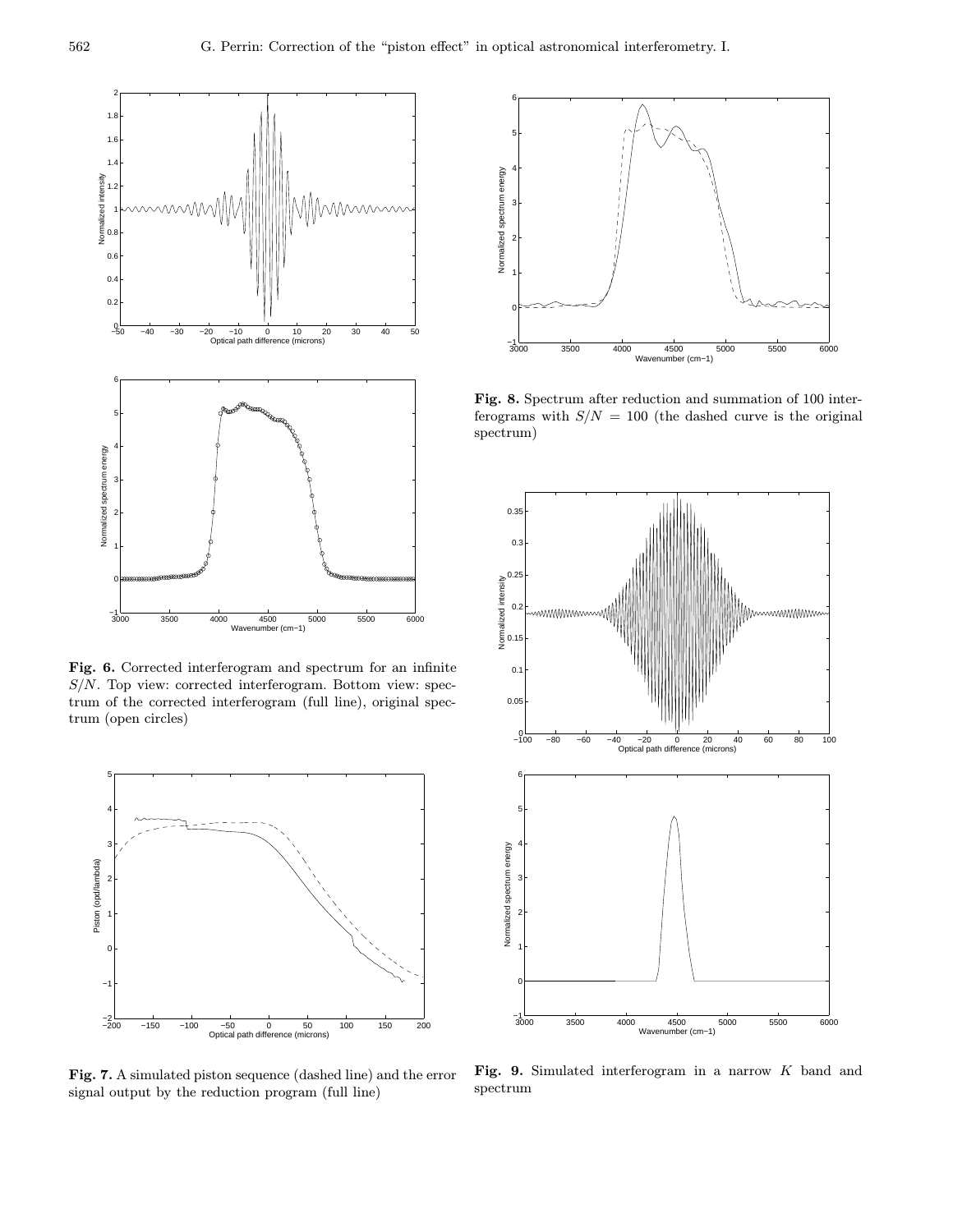**Fig. 6.** Corrected interferogram and spectrum for an infinite $S/N$. Top view: corrected interferogram. Bottom view: spectrum of the corrected interferogram (full line), original spectrum (open circles)

**Fig. 7.** A simulated piston sequence (dashed line) and the error signal output by the reduction program (full line)

**Fig. 8.** Spectrum after reduction and summation of 100 interferograms with $S/N = 100$ (the dashed curve is the original spectrum)

**Fig. 9.** Simulated interferogram in a narrow $K$ band and spectrum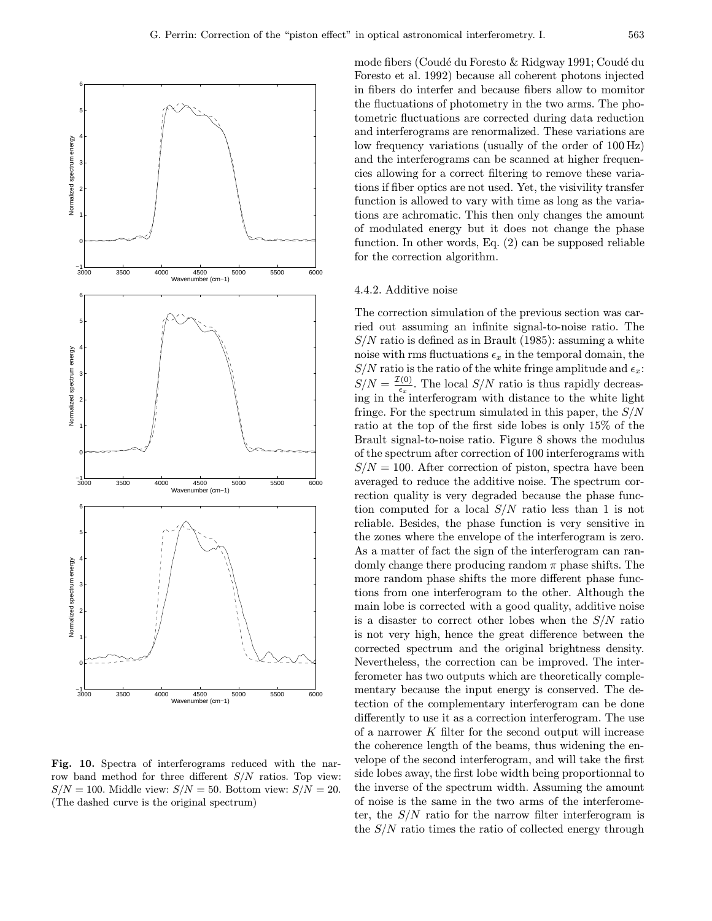mode fibers (Coudé du Foresto & Ridgway 1991; Coudé du Foresto et al. 1992) because all coherent photons injected in fibers do interfer and because fibers allow to monitor the fluctuations of photometry in the two arms. The photometric fluctuations are corrected during data reduction and interferograms are renormalized. These variations are low frequency variations (usually of the order of 100 Hz) and the interferograms can be scanned at higher frequencies allowing for a correct filtering to remove these variations if fiber optics are not used. Yet, the visivility transfer function is allowed to vary with time as long as the variations are achromatic. This then only changes the amount of modulated energy but it does not change the phase function. In other words, Eq. (2) can be supposed reliable for the correction algorithm.

#### 4.4.2. Additive noise

The correction simulation of the previous section was carried out assuming an infinite signal-to-noise ratio. The $S/N$ ratio is defined as in Brault (1985): assuming a white noise with rms fluctuations $\epsilon_x$ in the temporal domain, the $S/N$ ratio is the ratio of the white fringe amplitude and $\epsilon_x$: $S/N = \frac{\mathcal{I}(0)}{\epsilon_x}$. The local $S/N$ ratio is thus rapidly decreasing in the interferogram with distance to the white light fringe. For the spectrum simulated in this paper, the $S/N$ ratio at the top of the first side lobes is only 15% of the Brault signal-to-noise ratio. Figure 8 shows the modulus of the spectrum after correction of 100 interferograms with $S/N = 100$. After correction of piston, spectra have been averaged to reduce the additive noise. The spectrum correction quality is very degraded because the phase function computed for a local $S/N$ ratio less than 1 is not reliable. Besides, the phase function is very sensitive in the zones where the envelope of the interferogram is zero. As a matter of fact the sign of the interferogram can randomly change there producing random $\pi$ phase shifts. The more random phase shifts the more different phase functions from one interferogram to the other. Although the main lobe is corrected with a good quality, additive noise is a disaster to correct other lobes when the $S/N$ ratio is not very high, hence the great difference between the corrected spectrum and the original brightness density. Nevertheless, the correction can be improved. The interferometer has two outputs which are theoretically complementary because the input energy is conserved. The detection of the complementary interferogram can be done differently to use it as a correction interferogram. The use of a narrower $K$ filter for the second output will increase the coherence length of the beams, thus widening the envelope of the second interferogram, and will take the first side lobes away, the first lobe width being proportionnal to the inverse of the spectrum width. Assuming the amount of noise is the same in the two arms of the interferometer, the $S/N$ ratio for the narrow filter interferogram is the $S/N$ ratio times the ratio of collected energy through

**Fig. 10.** Spectra of interferograms reduced with the narrow band method for three different $S/N$ ratios. Top view: $S/N = 100$. Middle view: $S/N = 50$. Bottom view: $S/N = 20$. (The dashed curve is the original spectrum)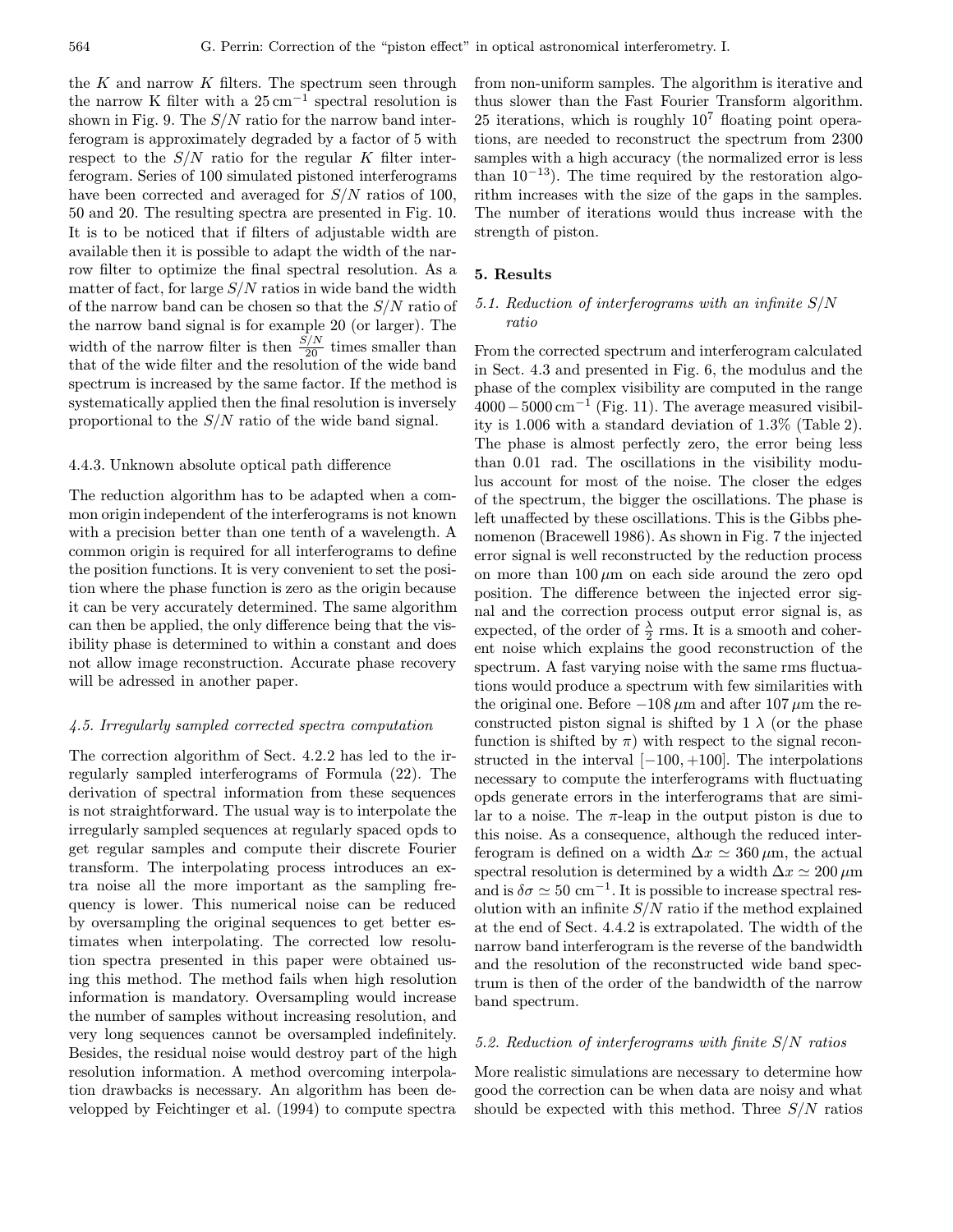the $K$ and narrow $K$ filters. The spectrum seen through the narrow K filter with a $25\,\mathrm{cm}^{-1}$ spectral resolution is shown in Fig. 9. The $S/N$ ratio for the narrow band interferogram is approximately degraded by a factor of 5 with respect to the $S/N$ ratio for the regular $K$ filter interferogram. Series of 100 simulated pistoned interferograms have been corrected and averaged for $S/N$ ratios of 100, 50 and 20. The resulting spectra are presented in Fig. 10. It is to be noticed that if filters of adjustable width are available then it is possible to adapt the width of the narrow filter to optimize the final spectral resolution. As a matter of fact, for large $S/N$ ratios in wide band the width of the narrow band can be chosen so that the $S/N$ ratio of the narrow band signal is for example 20 (or larger). The width of the narrow filter is then $\frac{S/N}{20}$ times smaller than that of the wide filter and the resolution of the wide band spectrum is increased by the same factor. If the method is systematically applied then the final resolution is inversely proportional to the $S/N$ ratio of the wide band signal.

#### 4.4.3. Unknown absolute optical path difference

The reduction algorithm has to be adapted when a common origin independent of the interferograms is not known with a precision better than one tenth of a wavelength. A common origin is required for all interferograms to define the position functions. It is very convenient to set the position where the phase function is zero as the origin because it can be very accurately determined. The same algorithm can then be applied, the only difference being that the visibility phase is determined to within a constant and does not allow image reconstruction. Accurate phase recovery will be adressed in another paper.

### *4.5. Irregularly sampled corrected spectra computation*

The correction algorithm of Sect. 4.2.2 has led to the irregularly sampled interferograms of Formula (22). The derivation of spectral information from these sequences is not straightforward. The usual way is to interpolate the irregularly sampled sequences at regularly spaced opds to get regular samples and compute their discrete Fourier transform. The interpolating process introduces an extra noise all the more important as the sampling frequency is lower. This numerical noise can be reduced by oversampling the original sequences to get better estimates when interpolating. The corrected low resolution spectra presented in this paper were obtained using this method. The method fails when high resolution information is mandatory. Oversampling would increase the number of samples without increasing resolution, and very long sequences cannot be oversampled indefinitely. Besides, the residual noise would destroy part of the high resolution information. A method overcoming interpolation drawbacks is necessary. An algorithm has been developped by Feichtinger et al. (1994) to compute spectra from non-uniform samples. The algorithm is iterative and thus slower than the Fast Fourier Transform algorithm. 25 iterations, which is roughly $10^7$ floating point operations, are needed to reconstruct the spectrum from 2300 samples with a high accuracy (the normalized error is less than $10^{-13}$). The time required by the restoration algorithm increases with the size of the gaps in the samples. The number of iterations would thus increase with the strength of piston.

## 5. Results

### *5.1. Reduction of interferograms with an infinite $S/N$ ratio*

From the corrected spectrum and interferogram calculated in Sect. 4.3 and presented in Fig. 6, the modulus and the phase of the complex visibility are computed in the range $4000-5000\,\mathrm{cm}^{-1}$ (Fig. 11). The average measured visibility is 1.006 with a standard deviation of 1.3% (Table 2). The phase is almost perfectly zero, the error being less than 0.01 rad. The oscillations in the visibility modulus account for most of the noise. The closer the edges of the spectrum, the bigger the oscillations. The phase is left unaffected by these oscillations. This is the Gibbs phenomenon (Bracewell 1986). As shown in Fig. 7 the injected error signal is well reconstructed by the reduction process on more than $100\,\mu$m on each side around the zero opd position. The difference between the injected error signal and the correction process output error signal is, as expected, of the order of $\frac{\lambda}{2}$ rms. It is a smooth and coherent noise which explains the good reconstruction of the spectrum. A fast varying noise with the same rms fluctuations would produce a spectrum with few similarities with the original one. Before $-108\,\mu$m and after $107\,\mu$m the reconstructed piston signal is shifted by 1 $\lambda$ (or the phase function is shifted by $\pi$) with respect to the signal reconstructed in the interval $[-100, +100]$. The interpolations necessary to compute the interferograms with fluctuating opds generate errors in the interferograms that are similar to a noise. The $\pi$-leap in the output piston is due to this noise. As a consequence, although the reduced interferogram is defined on a width $\Delta x \simeq 360\,\mu$m, the actual spectral resolution is determined by a width $\Delta x \simeq 200\,\mu$m and is $\delta\sigma \simeq 50\,\mathrm{cm}^{-1}$. It is possible to increase spectral resolution with an infinite $S/N$ ratio if the method explained at the end of Sect. 4.4.2 is extrapolated. The width of the narrow band interferogram is the reverse of the bandwidth and the resolution of the reconstructed wide band spectrum is then of the order of the bandwidth of the narrow band spectrum.

### *5.2. Reduction of interferograms with finite $S/N$ ratios*

More realistic simulations are necessary to determine how good the correction can be when data are noisy and what should be expected with this method. Three $S/N$ ratios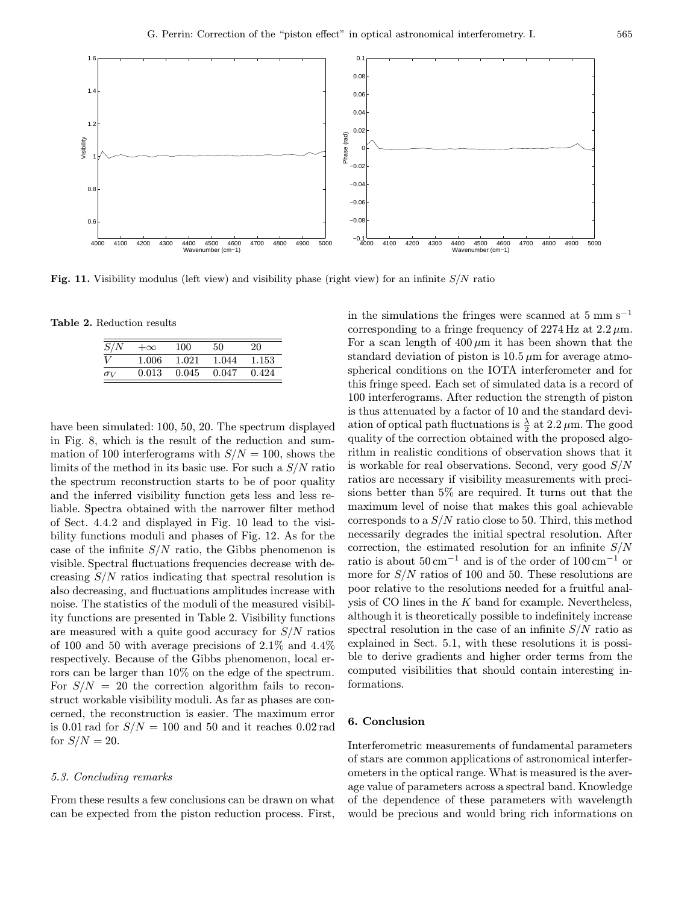**Fig. 11.** Visibility modulus (left view) and visibility phase (right view) for an infinite $S/N$ ratio

**Table 2.** Reduction results

| $S/N$ | $+\infty$ | 100 | 50 | 20 |
|---|---|---|---|---|
| $V$ | 1.006 | 1.021 | 1.044 | 1.153 |
| $\sigma_V$ | 0.013 | 0.045 | 0.047 | 0.424 |

have been simulated: 100, 50, 20. The spectrum displayed in Fig. 8, which is the result of the reduction and summation of 100 interferograms with $S/N = 100$, shows the limits of the method in its basic use. For such a $S/N$ ratio the spectrum reconstruction starts to be of poor quality and the inferred visibility function gets less and less reliable. Spectra obtained with the narrower filter method of Sect. 4.4.2 and displayed in Fig. 10 lead to the visibility functions moduli and phases of Fig. 12. As for the case of the infinite $S/N$ ratio, the Gibbs phenomenon is visible. Spectral fluctuations frequencies decrease with decreasing $S/N$ ratios indicating that spectral resolution is also decreasing, and fluctuations amplitudes increase with noise. The statistics of the moduli of the measured visibility functions are presented in Table 2. Visibility functions are measured with a quite good accuracy for $S/N$ ratios of 100 and 50 with average precisions of 2.1% and 4.4% respectively. Because of the Gibbs phenomenon, local errors can be larger than 10% on the edge of the spectrum. For $S/N = 20$ the correction algorithm fails to reconstruct workable visibility moduli. As far as phases are concerned, the reconstruction is easier. The maximum error is 0.01 rad for $S/N = 100$ and 50 and it reaches 0.02 rad for $S/N = 20$.

### 5.3. Concluding remarks

From these results a few conclusions can be drawn on what can be expected from the piston reduction process. First, in the simulations the fringes were scanned at 5 mm s$^{-1}$ corresponding to a fringe frequency of 2274 Hz at 2.2 $\mu$m. For a scan length of 400 $\mu$m it has been shown that the standard deviation of piston is 10.5 $\mu$m for average atmospherical conditions on the IOTA interferometer and for this fringe speed. Each set of simulated data is a record of 100 interferograms. After reduction the strength of piston is thus attenuated by a factor of 10 and the standard deviation of optical path fluctuations is $\frac{\lambda}{2}$ at 2.2 $\mu$m. The good quality of the correction obtained with the proposed algorithm in realistic conditions of observation shows that it is workable for real observations. Second, very good $S/N$ ratios are necessary if visibility measurements with precisions better than 5% are required. It turns out that the maximum level of noise that makes this goal achievable corresponds to a $S/N$ ratio close to 50. Third, this method necessarily degrades the initial spectral resolution. After correction, the estimated resolution for an infinite $S/N$ ratio is about 50 cm$^{-1}$ and is of the order of 100 cm$^{-1}$ or more for $S/N$ ratios of 100 and 50. These resolutions are poor relative to the resolutions needed for a fruitful analysis of CO lines in the $K$ band for example. Nevertheless, although it is theoretically possible to indefinitely increase spectral resolution in the case of an infinite $S/N$ ratio as explained in Sect. 5.1, with these resolutions it is possible to derive gradients and higher order terms from the computed visibilities that should contain interesting informations.

## 6. Conclusion

Interferometric measurements of fundamental parameters of stars are common applications of astronomical interferometers in the optical range. What is measured is the average value of parameters across a spectral band. Knowledge of the dependence of these parameters with wavelength would be precious and would bring rich informations on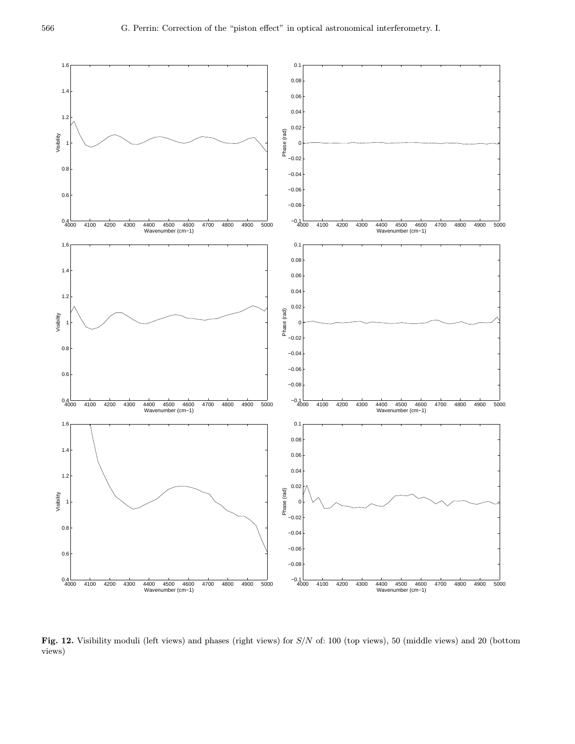**Fig. 12.** Visibility moduli (left views) and phases (right views) for $S/N$ of: 100 (top views), 50 (middle views) and 20 (bottom views)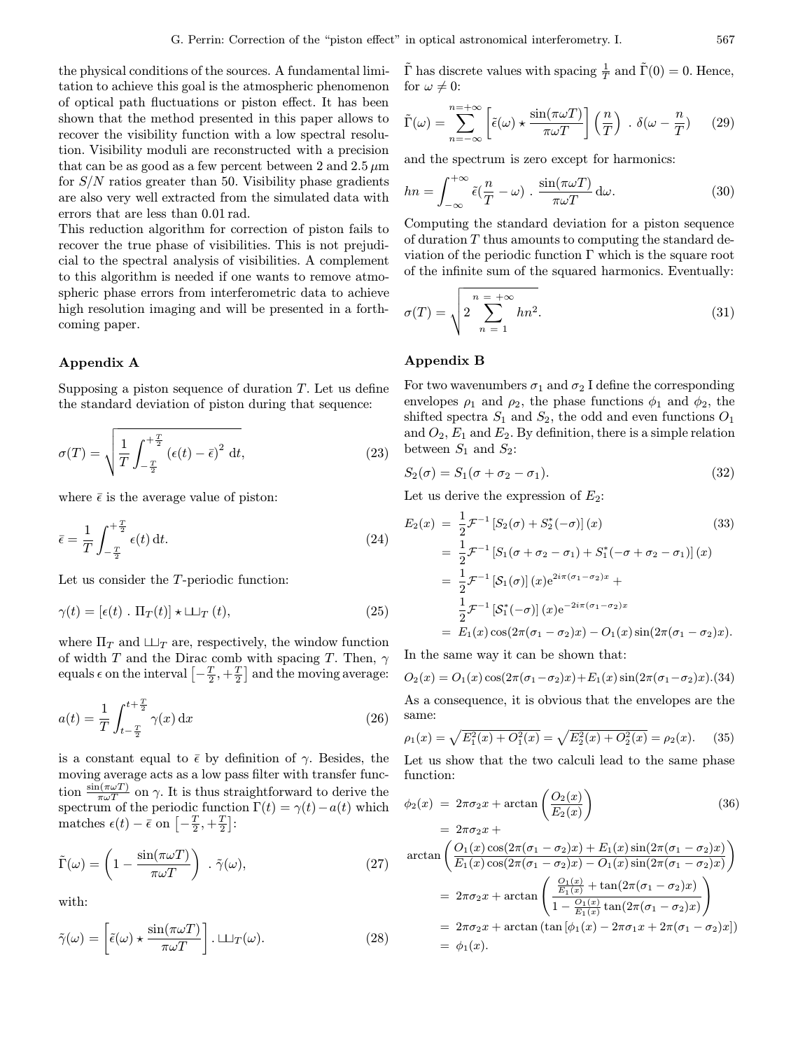the physical conditions of the sources. A fundamental limitation to achieve this goal is the atmospheric phenomenon of optical path fluctuations or piston effect. It has been shown that the method presented in this paper allows to recover the visibility function with a low spectral resolution. Visibility moduli are reconstructed with a precision that can be as good as a few percent between 2 and 2.5 $\mu$m for $S/N$ ratios greater than 50. Visibility phase gradients are also very well extracted from the simulated data with errors that are less than 0.01 rad.

This reduction algorithm for correction of piston fails to recover the true phase of visibilities. This is not prejudicial to the spectral analysis of visibilities. A complement to this algorithm is needed if one wants to remove atmospheric phase errors from interferometric data to achieve high resolution imaging and will be presented in a forthcoming paper.

## Appendix A

Supposing a piston sequence of duration $T$. Let us define the standard deviation of piston during that sequence:

$$\sigma(T) = \sqrt{\frac{1}{T}\int_{-\frac{T}{2}}^{+\frac{T}{2}} \left(\epsilon(t) - \bar{\epsilon}\right)^2 \, \mathrm{d}t}, \tag{23}$$

where $\bar{\epsilon}$ is the average value of piston:

$$\bar{\epsilon} = \frac{1}{T}\int_{-\frac{T}{2}}^{+\frac{T}{2}} \epsilon(t) \, \mathrm{d}t. \tag{24}$$

Let us consider the $T$-periodic function:

$$\gamma(t) = [\epsilon(t) \, . \, \Pi_T(t)] \star ⧢_T \, (t), \tag{25}$$

where $\Pi_T$ and $⧢_T$ are, respectively, the window function of width $T$ and the Dirac comb with spacing $T$. Then, $\gamma$ equals $\epsilon$ on the interval $\left[-\frac{T}{2}, +\frac{T}{2}\right]$ and the moving average:

$$a(t) = \frac{1}{T}\int_{t-\frac{T}{2}}^{t+\frac{T}{2}} \gamma(x) \, \mathrm{d}x \tag{26}$$

is a constant equal to $\bar{\epsilon}$ by definition of $\gamma$. Besides, the moving average acts as a low pass filter with transfer function $\frac{\sin(\pi\omega T)}{\pi\omega T}$ on $\gamma$. It is thus straightforward to derive the spectrum of the periodic function $\Gamma(t) = \gamma(t) - a(t)$ which matches $\epsilon(t) - \bar{\epsilon}$ on $\left[-\frac{T}{2}, +\frac{T}{2}\right]$:

$$\tilde{\Gamma}(\omega) = \left(1 - \frac{\sin(\pi\omega T)}{\pi\omega T}\right) \, . \, \tilde{\gamma}(\omega), \tag{27}$$

with:

$$\tilde{\gamma}(\omega) = \left[\tilde{\epsilon}(\omega) \star \frac{\sin(\pi\omega T)}{\pi\omega T}\right] . ⧢_T(\omega). \tag{28}$$

$\tilde{\Gamma}$ has discrete values with spacing $\frac{1}{T}$ and $\tilde{\Gamma}(0) = 0$. Hence, for $\omega \neq 0$:

$$\tilde{\Gamma}(\omega) = \sum_{n=-\infty}^{n=+\infty} \left[\tilde{\epsilon}(\omega) \star \frac{\sin(\pi\omega T)}{\pi\omega T}\right]\left(\frac{n}{T}\right) \, . \, \delta(\omega - \frac{n}{T}) \tag{29}$$

and the spectrum is zero except for harmonics:

$$hn = \int_{-\infty}^{+\infty} \tilde{\epsilon}(\frac{n}{T} - \omega) \, . \, \frac{\sin(\pi\omega T)}{\pi\omega T} \, \mathrm{d}\omega. \tag{30}$$

Computing the standard deviation for a piston sequence of duration $T$ thus amounts to computing the standard deviation of the periodic function $\Gamma$ which is the square root of the infinite sum of the squared harmonics. Eventually:

$$\sigma(T) = \sqrt{2\sum_{n\,=\,1}^{n\,=\,+\infty} hn^2}. \tag{31}$$

## Appendix B

For two wavenumbers $\sigma_1$ and $\sigma_2$ I define the corresponding envelopes $\rho_1$ and $\rho_2$, the phase functions $\phi_1$ and $\phi_2$, the shifted spectra $S_1$ and $S_2$, the odd and even functions $O_1$ and $O_2$, $E_1$ and $E_2$. By definition, there is a simple relation between $S_1$ and $S_2$:

$$S_2(\sigma) = S_1(\sigma + \sigma_2 - \sigma_1). \tag{32}$$

Let us derive the expression of $E_2$:

$$\begin{aligned}
E_2(x) &= \frac{1}{2}\mathcal{F}^{-1}\left[S_2(\sigma) + S_2^*(-\sigma)\right](x) \qquad (33)\\
&= \frac{1}{2}\mathcal{F}^{-1}\left[S_1(\sigma + \sigma_2 - \sigma_1) + S_1^*(-\sigma + \sigma_2 - \sigma_1)\right](x)\\
&= \frac{1}{2}\mathcal{F}^{-1}\left[\mathcal{S}_1(\sigma)\right](x)\mathrm{e}^{2i\pi(\sigma_1 - \sigma_2)x} +\\
&\phantom{=} \frac{1}{2}\mathcal{F}^{-1}\left[\mathcal{S}_1^*(-\sigma)\right](x)\mathrm{e}^{-2i\pi(\sigma_1 - \sigma_2)x}\\
&= E_1(x)\cos(2\pi(\sigma_1 - \sigma_2)x) - O_1(x)\sin(2\pi(\sigma_1 - \sigma_2)x).
\end{aligned}$$

In the same way it can be shown that:

$$O_2(x) = O_1(x)\cos(2\pi(\sigma_1 - \sigma_2)x) + E_1(x)\sin(2\pi(\sigma_1 - \sigma_2)x). \tag{34}$$

As a consequence, it is obvious that the envelopes are the same:

$$\rho_1(x) = \sqrt{E_1^2(x) + O_1^2(x)} = \sqrt{E_2^2(x) + O_2^2(x)} = \rho_2(x). \tag{35}$$

Let us show that the two calculi lead to the same phase function:

$$\begin{aligned}
\phi_2(x) &= 2\pi\sigma_2 x + \arctan\left(\frac{O_2(x)}{E_2(x)}\right) \qquad (36)\\
&= 2\pi\sigma_2 x +\\
&\arctan\left(\frac{O_1(x)\cos(2\pi(\sigma_1 - \sigma_2)x) + E_1(x)\sin(2\pi(\sigma_1 - \sigma_2)x)}{E_1(x)\cos(2\pi(\sigma_1 - \sigma_2)x) - O_1(x)\sin(2\pi(\sigma_1 - \sigma_2)x)}\right)\\
&= 2\pi\sigma_2 x + \arctan\left(\frac{\frac{O_1(x)}{E_1(x)} + \tan(2\pi(\sigma_1 - \sigma_2)x)}{1 - \frac{O_1(x)}{E_1(x)}\tan(2\pi(\sigma_1 - \sigma_2)x)}\right)\\
&= 2\pi\sigma_2 x + \arctan\left(\tan\left[\phi_1(x) - 2\pi\sigma_1 x + 2\pi(\sigma_1 - \sigma_2)x\right]\right)\\
&= \phi_1(x).
\end{aligned}$$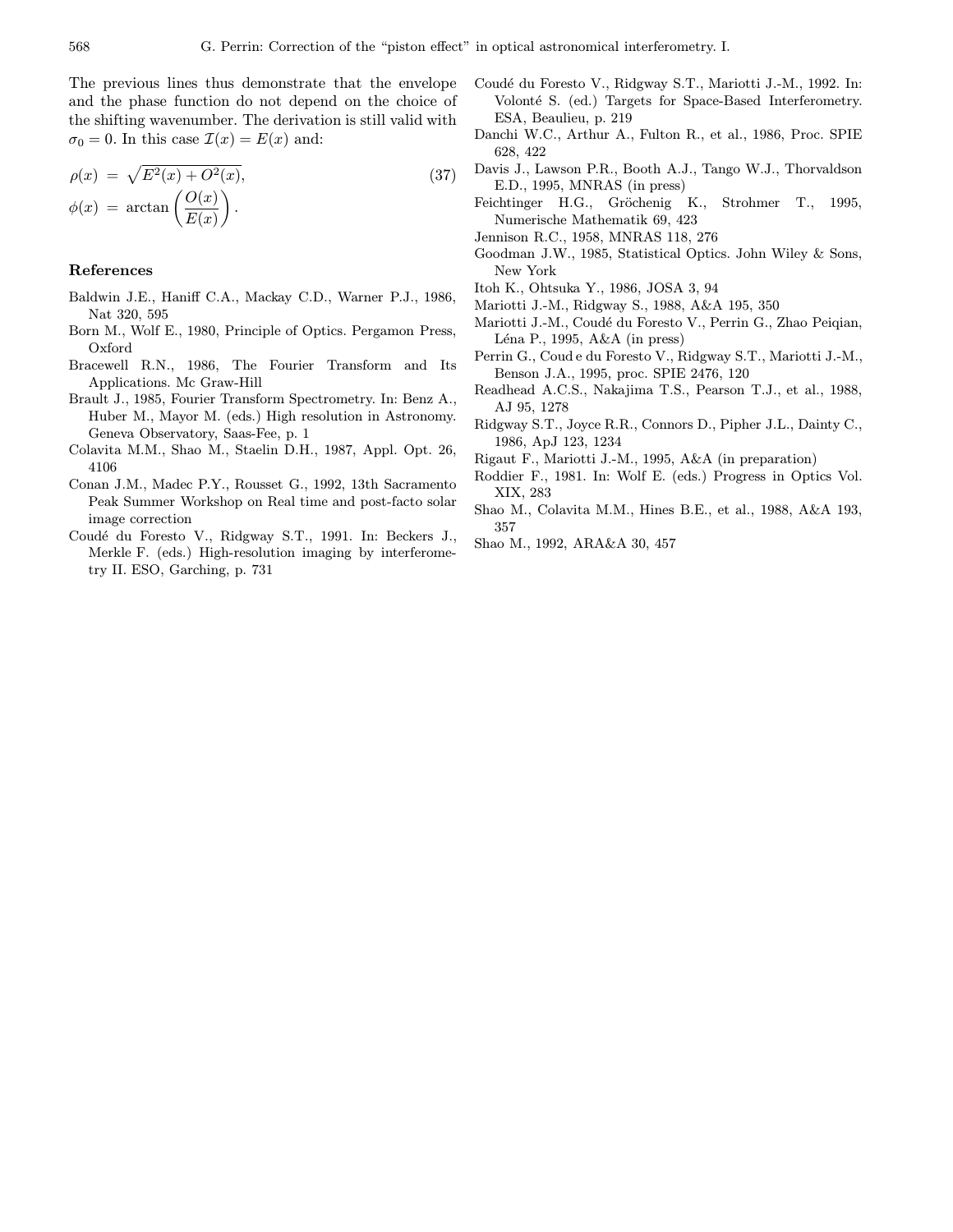The previous lines thus demonstrate that the envelope and the phase function do not depend on the choice of the shifting wavenumber. The derivation is still valid with $\sigma_0 = 0$. In this case $\mathcal{I}(x) = E(x)$ and:

$$\rho(x) \;=\; \sqrt{E^2(x) + O^2(x)}, \tag{37}$$

$$\phi(x) \;=\; \arctan\left(\frac{O(x)}{E(x)}\right).$$

## References

Baldwin J.E., Haniff C.A., Mackay C.D., Warner P.J., 1986, Nat 320, 595

Born M., Wolf E., 1980, Principle of Optics. Pergamon Press, Oxford

Bracewell R.N., 1986, The Fourier Transform and Its Applications. Mc Graw-Hill

Brault J., 1985, Fourier Transform Spectrometry. In: Benz A., Huber M., Mayor M. (eds.) High resolution in Astronomy. Geneva Observatory, Saas-Fee, p. 1

Colavita M.M., Shao M., Staelin D.H., 1987, Appl. Opt. 26, 4106

Conan J.M., Madec P.Y., Rousset G., 1992, 13th Sacramento Peak Summer Workshop on Real time and post-facto solar image correction

Coudé du Foresto V., Ridgway S.T., 1991. In: Beckers J., Merkle F. (eds.) High-resolution imaging by interferometry II. ESO, Garching, p. 731

Coudé du Foresto V., Ridgway S.T., Mariotti J.-M., 1992. In: Volonté S. (ed.) Targets for Space-Based Interferometry. ESA, Beaulieu, p. 219

Danchi W.C., Arthur A., Fulton R., et al., 1986, Proc. SPIE 628, 422

Davis J., Lawson P.R., Booth A.J., Tango W.J., Thorvaldson E.D., 1995, MNRAS (in press)

Feichtinger H.G., Gröchenig K., Strohmer T., 1995, Numerische Mathematik 69, 423

Jennison R.C., 1958, MNRAS 118, 276

Goodman J.W., 1985, Statistical Optics. John Wiley & Sons, New York

Itoh K., Ohtsuka Y., 1986, JOSA 3, 94

Mariotti J.-M., Ridgway S., 1988, A&A 195, 350

Mariotti J.-M., Coudé du Foresto V., Perrin G., Zhao Peiqian, Léna P., 1995, A&A (in press)

Perrin G., Coud e du Foresto V., Ridgway S.T., Mariotti J.-M., Benson J.A., 1995, proc. SPIE 2476, 120

Readhead A.C.S., Nakajima T.S., Pearson T.J., et al., 1988, AJ 95, 1278

Ridgway S.T., Joyce R.R., Connors D., Pipher J.L., Dainty C., 1986, ApJ 123, 1234

Rigaut F., Mariotti J.-M., 1995, A&A (in preparation)

Roddier F., 1981. In: Wolf E. (eds.) Progress in Optics Vol. XIX, 283

Shao M., Colavita M.M., Hines B.E., et al., 1988, A&A 193, 357

Shao M., 1992, ARA&A 30, 457